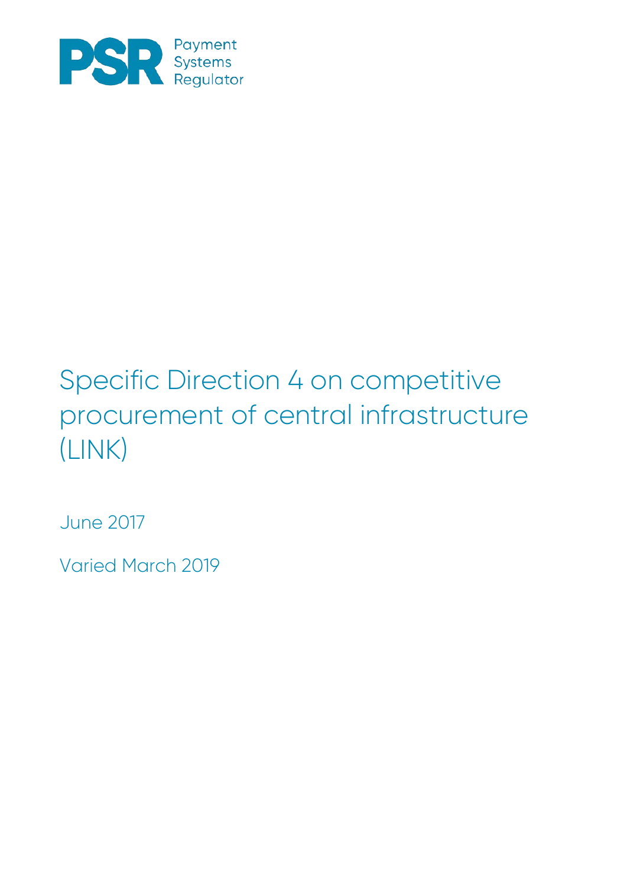PSR Payment Systems Regulator

# Specific Direction 4 on competitive procurement of central infrastructure (LINK)

June 2017

Varied March 2019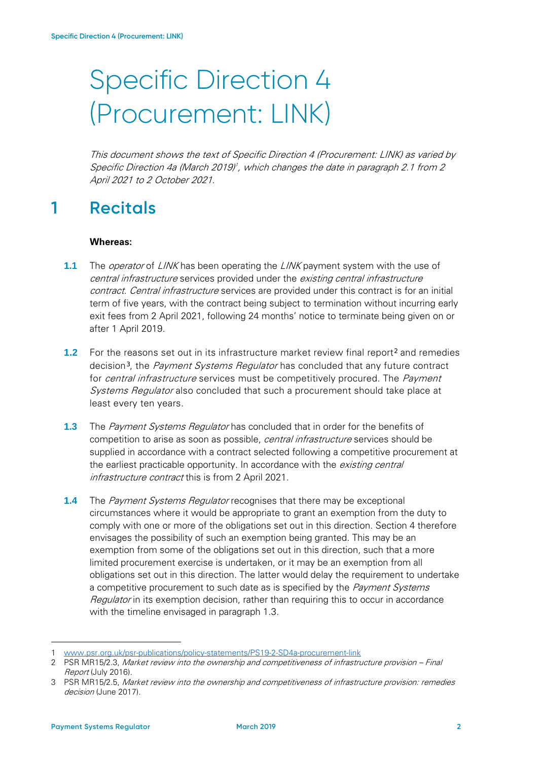# Specific Direction 4 (Procurement: LINK)

*This document shows the text of Specific Direction 4 (Procurement: LINK) as varied by Specific Direction 4a (March 2019)*[1]*, which changes the date in paragraph 2.1 from 2 April 2021 to 2 October 2021.*

## 1 Recitals

**Whereas:**

**1.1** The *operator* of *LINK* has been operating the *LINK* payment system with the use of *central infrastructure* services provided under the *existing central infrastructure contract*. *Central infrastructure* services are provided under this contract is for an initial term of five years, with the contract being subject to termination without incurring early exit fees from 2 April 2021, following 24 months' notice to terminate being given on or after 1 April 2019.

**1.2** For the reasons set out in its infrastructure market review final report[2] and remedies decision[3], the *Payment Systems Regulator* has concluded that any future contract for *central infrastructure* services must be competitively procured. The *Payment Systems Regulator* also concluded that such a procurement should take place at least every ten years.

**1.3** The *Payment Systems Regulator* has concluded that in order for the benefits of competition to arise as soon as possible, *central infrastructure* services should be supplied in accordance with a contract selected following a competitive procurement at the earliest practicable opportunity. In accordance with the *existing central infrastructure contract* this is from 2 April 2021.

**1.4** The *Payment Systems Regulator* recognises that there may be exceptional circumstances where it would be appropriate to grant an exemption from the duty to comply with one or more of the obligations set out in this direction. Section 4 therefore envisages the possibility of such an exemption being granted. This may be an exemption from some of the obligations set out in this direction, such that a more limited procurement exercise is undertaken, or it may be an exemption from all obligations set out in this direction. The latter would delay the requirement to undertake a competitive procurement to such date as is specified by the *Payment Systems Regulator* in its exemption decision, rather than requiring this to occur in accordance with the timeline envisaged in paragraph 1.3.

---

1 www.psr.org.uk/psr-publications/policy-statements/PS19-2-SD4a-procurement-link

2 PSR MR15/2.3, *Market review into the ownership and competitiveness of infrastructure provision – Final Report* (July 2016).

3 PSR MR15/2.5, *Market review into the ownership and competitiveness of infrastructure provision: remedies decision* (June 2017).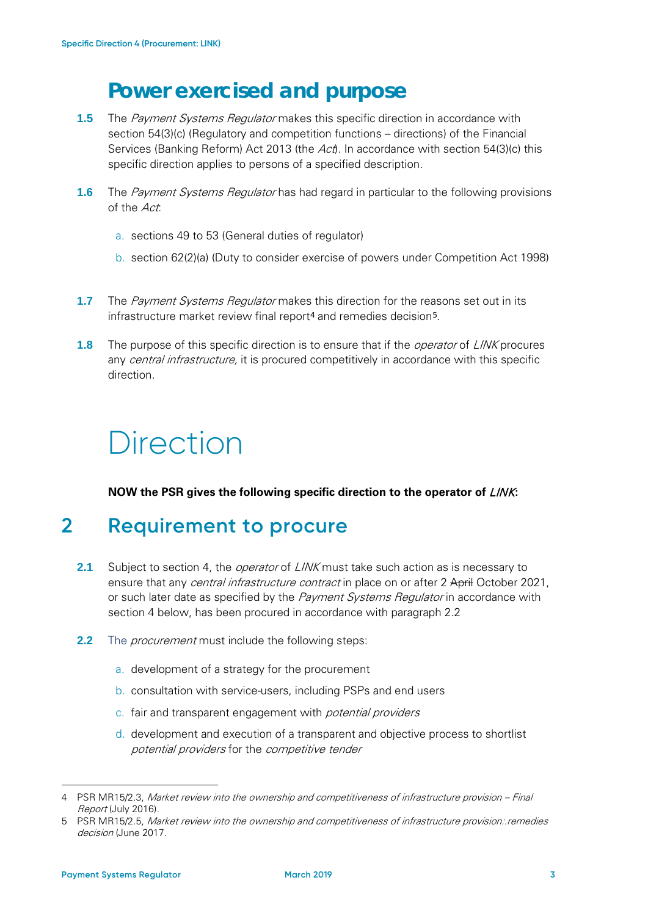# Power exercised and purpose

**1.5** The *Payment Systems Regulator* makes this specific direction in accordance with section 54(3)(c) (Regulatory and competition functions – directions) of the Financial Services (Banking Reform) Act 2013 (the *Act*). In accordance with section 54(3)(c) this specific direction applies to persons of a specified description.

**1.6** The *Payment Systems Regulator* has had regard in particular to the following provisions of the *Act*:

a. sections 49 to 53 (General duties of regulator)

b. section 62(2)(a) (Duty to consider exercise of powers under Competition Act 1998)

**1.7** The *Payment Systems Regulator* makes this direction for the reasons set out in its infrastructure market review final report[4] and remedies decision[5].

**1.8** The purpose of this specific direction is to ensure that if the *operator* of *LINK* procures any *central infrastructure,* it is procured competitively in accordance with this specific direction.

# Direction

**NOW the PSR gives the following specific direction to the operator of *LINK*:**

## 2 Requirement to procure

**2.1** Subject to section 4, the *operator* of *LINK* must take such action as is necessary to ensure that any *central infrastructure contract* in place on or after 2 ~~April~~ October 2021, or such later date as specified by the *Payment Systems Regulator* in accordance with section 4 below, has been procured in accordance with paragraph 2.2

**2.2** The *procurement* must include the following steps:

a. development of a strategy for the procurement

b. consultation with service-users, including PSPs and end users

c. fair and transparent engagement with *potential providers*

d. development and execution of a transparent and objective process to shortlist *potential providers* for the *competitive tender*

---

4 PSR MR15/2.3, *Market review into the ownership and competitiveness of infrastructure provision – Final Report* (July 2016).

5 PSR MR15/2.5, *Market review into the ownership and competitiveness of infrastructure provision:.remedies decision* (June 2017.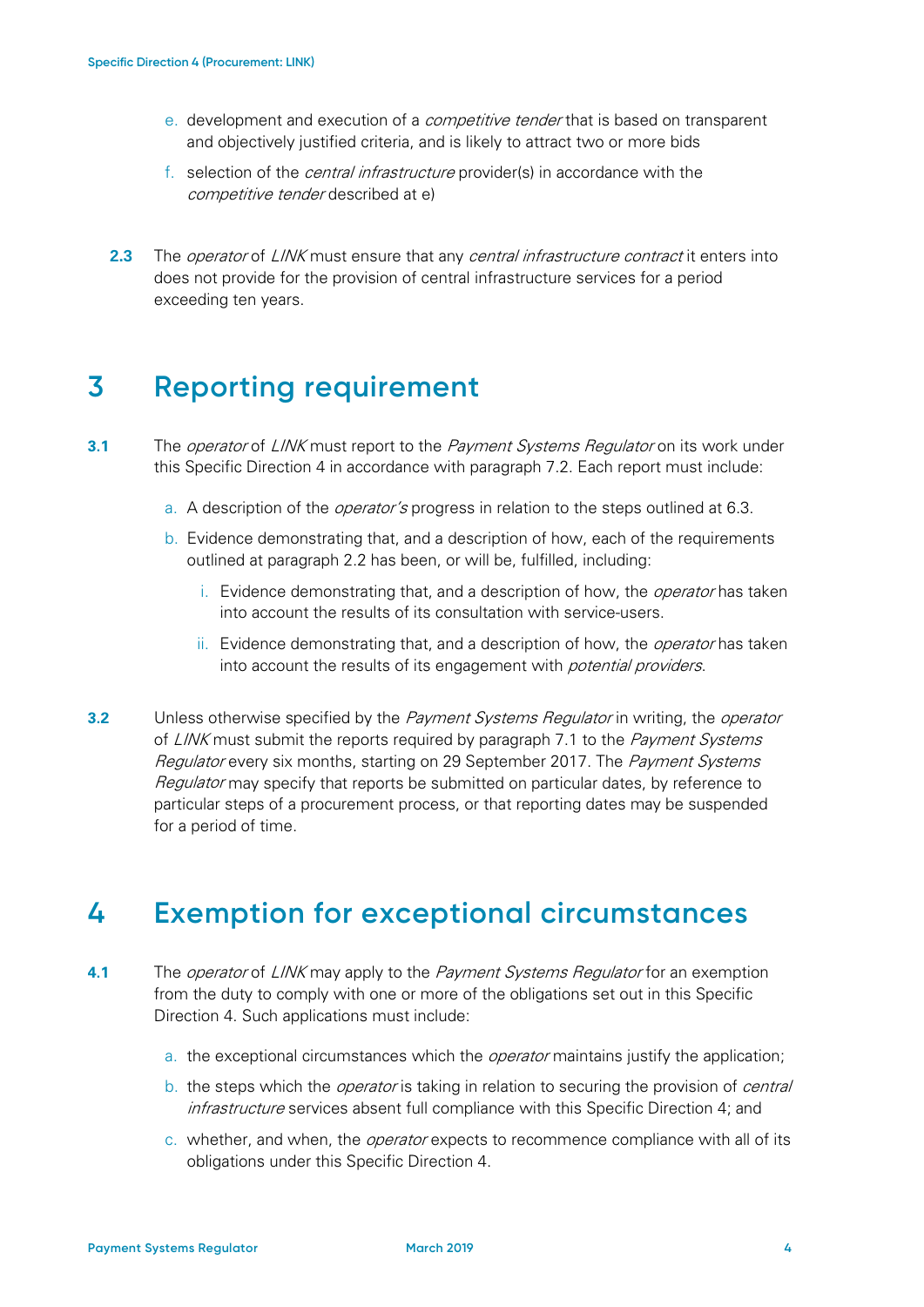e. development and execution of a *competitive tender* that is based on transparent and objectively justified criteria, and is likely to attract two or more bids

f. selection of the *central infrastructure* provider(s) in accordance with the *competitive tender* described at e)

**2.3** The *operator* of *LINK* must ensure that any *central infrastructure contract* it enters into does not provide for the provision of central infrastructure services for a period exceeding ten years.

# 3 Reporting requirement

**3.1** The *operator* of *LINK* must report to the *Payment Systems Regulator* on its work under this Specific Direction 4 in accordance with paragraph 7.2. Each report must include:

a. A description of the *operator's* progress in relation to the steps outlined at 6.3.

b. Evidence demonstrating that, and a description of how, each of the requirements outlined at paragraph 2.2 has been, or will be, fulfilled, including:

   i. Evidence demonstrating that, and a description of how, the *operator* has taken into account the results of its consultation with service-users.

   ii. Evidence demonstrating that, and a description of how, the *operator* has taken into account the results of its engagement with *potential providers*.

**3.2** Unless otherwise specified by the *Payment Systems Regulator* in writing, the *operator* of *LINK* must submit the reports required by paragraph 7.1 to the *Payment Systems Regulator* every six months, starting on 29 September 2017. The *Payment Systems Regulator* may specify that reports be submitted on particular dates, by reference to particular steps of a procurement process, or that reporting dates may be suspended for a period of time.

# 4 Exemption for exceptional circumstances

**4.1** The *operator* of *LINK* may apply to the *Payment Systems Regulator* for an exemption from the duty to comply with one or more of the obligations set out in this Specific Direction 4. Such applications must include:

a. the exceptional circumstances which the *operator* maintains justify the application;

b. the steps which the *operator* is taking in relation to securing the provision of *central infrastructure* services absent full compliance with this Specific Direction 4; and

c. whether, and when, the *operator* expects to recommence compliance with all of its obligations under this Specific Direction 4.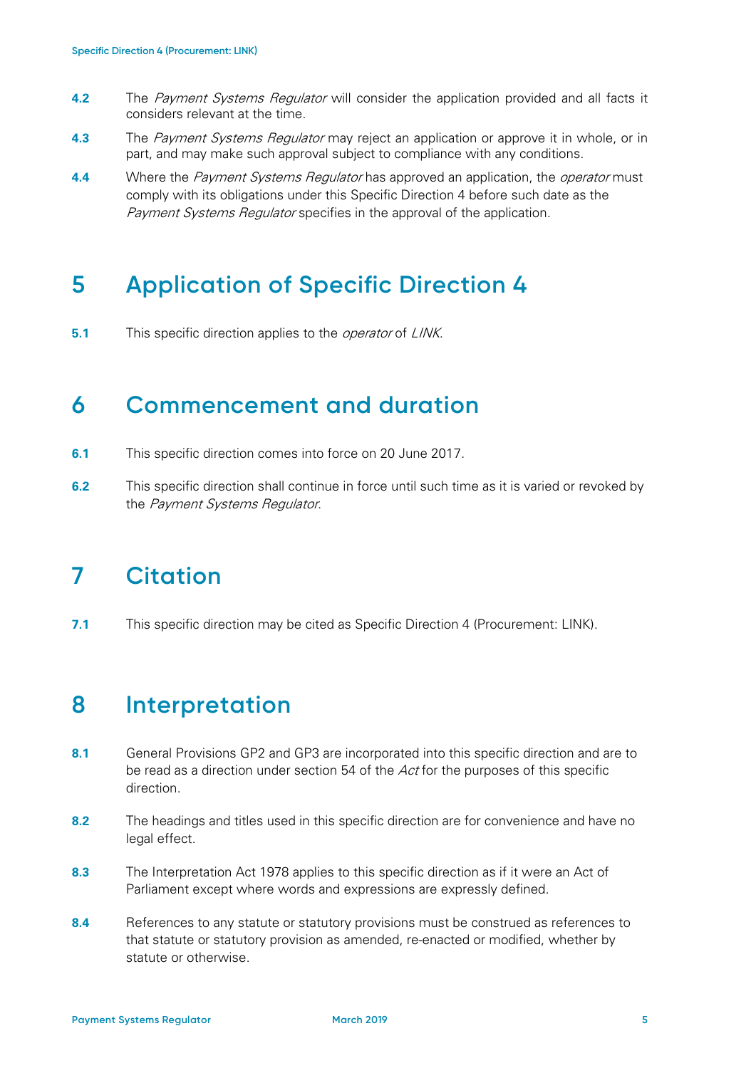**4.2** The *Payment Systems Regulator* will consider the application provided and all facts it considers relevant at the time.

**4.3** The *Payment Systems Regulator* may reject an application or approve it in whole, or in part, and may make such approval subject to compliance with any conditions.

**4.4** Where the *Payment Systems Regulator* has approved an application, the *operator* must comply with its obligations under this Specific Direction 4 before such date as the *Payment Systems Regulator* specifies in the approval of the application.

# 5 Application of Specific Direction 4

**5.1** This specific direction applies to the *operator* of *LINK*.

# 6 Commencement and duration

**6.1** This specific direction comes into force on 20 June 2017.

**6.2** This specific direction shall continue in force until such time as it is varied or revoked by the *Payment Systems Regulator*.

# 7 Citation

**7.1** This specific direction may be cited as Specific Direction 4 (Procurement: LINK).

# 8 Interpretation

**8.1** General Provisions GP2 and GP3 are incorporated into this specific direction and are to be read as a direction under section 54 of the *Act* for the purposes of this specific direction.

**8.2** The headings and titles used in this specific direction are for convenience and have no legal effect.

**8.3** The Interpretation Act 1978 applies to this specific direction as if it were an Act of Parliament except where words and expressions are expressly defined.

**8.4** References to any statute or statutory provisions must be construed as references to that statute or statutory provision as amended, re-enacted or modified, whether by statute or otherwise.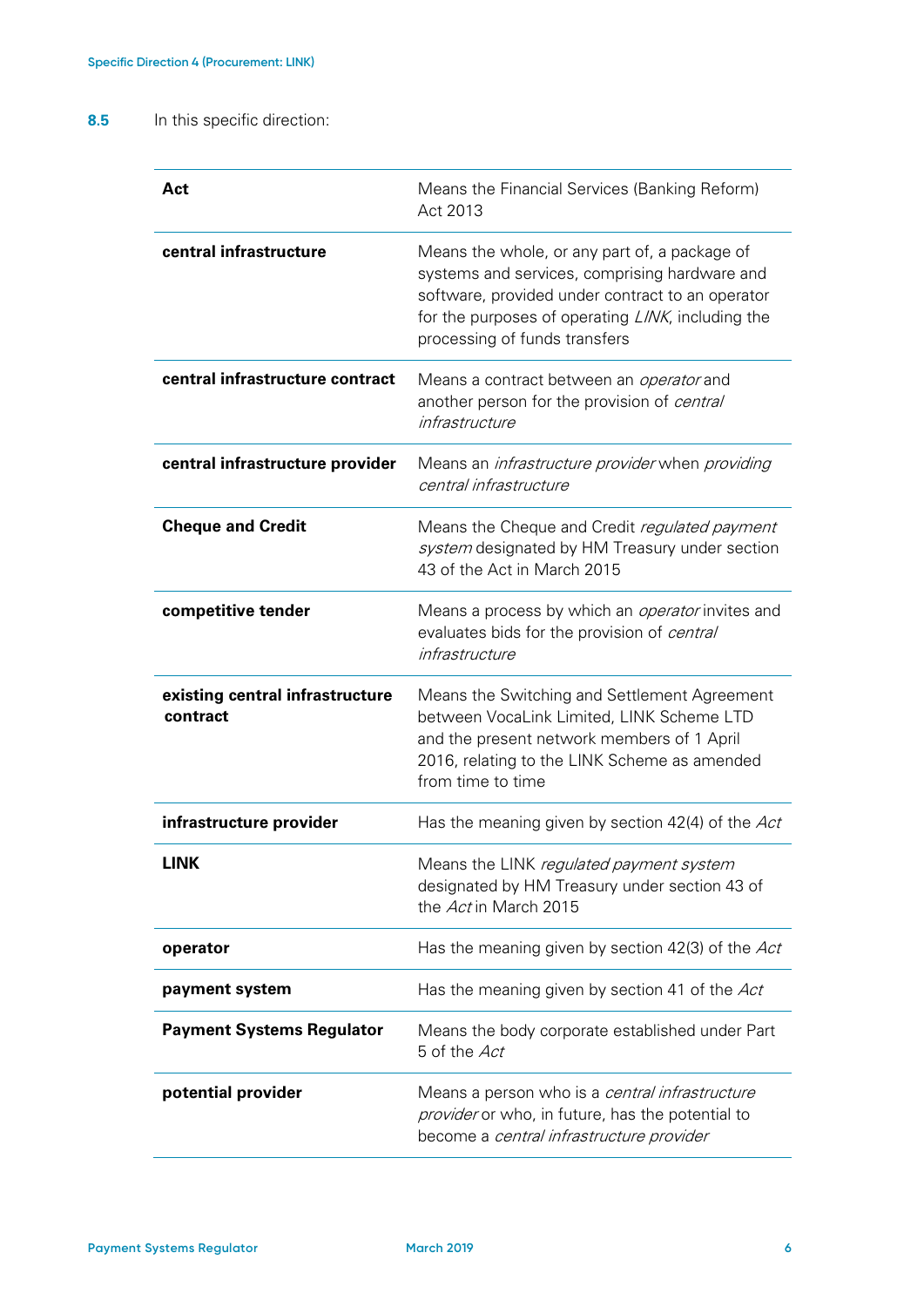**8.5** In this specific direction:

| | |
|---|---|
| **Act** | Means the Financial Services (Banking Reform) Act 2013 |
| **central infrastructure** | Means the whole, or any part of, a package of systems and services, comprising hardware and software, provided under contract to an operator for the purposes of operating *LINK*, including the processing of funds transfers |
| **central infrastructure contract** | Means a contract between an *operator* and another person for the provision of *central infrastructure* |
| **central infrastructure provider** | Means an *infrastructure provider* when *providing central infrastructure* |
| **Cheque and Credit** | Means the Cheque and Credit *regulated payment system* designated by HM Treasury under section 43 of the Act in March 2015 |
| **competitive tender** | Means a process by which an *operator* invites and evaluates bids for the provision of *central infrastructure* |
| **existing central infrastructure contract** | Means the Switching and Settlement Agreement between VocaLink Limited, LINK Scheme LTD and the present network members of 1 April 2016, relating to the LINK Scheme as amended from time to time |
| **infrastructure provider** | Has the meaning given by section 42(4) of the *Act* |
| **LINK** | Means the LINK *regulated payment system* designated by HM Treasury under section 43 of the *Act* in March 2015 |
| **operator** | Has the meaning given by section 42(3) of the *Act* |
| **payment system** | Has the meaning given by section 41 of the *Act* |
| **Payment Systems Regulator** | Means the body corporate established under Part 5 of the *Act* |
| **potential provider** | Means a person who is a *central infrastructure provider* or who, in future, has the potential to become a *central infrastructure provider* |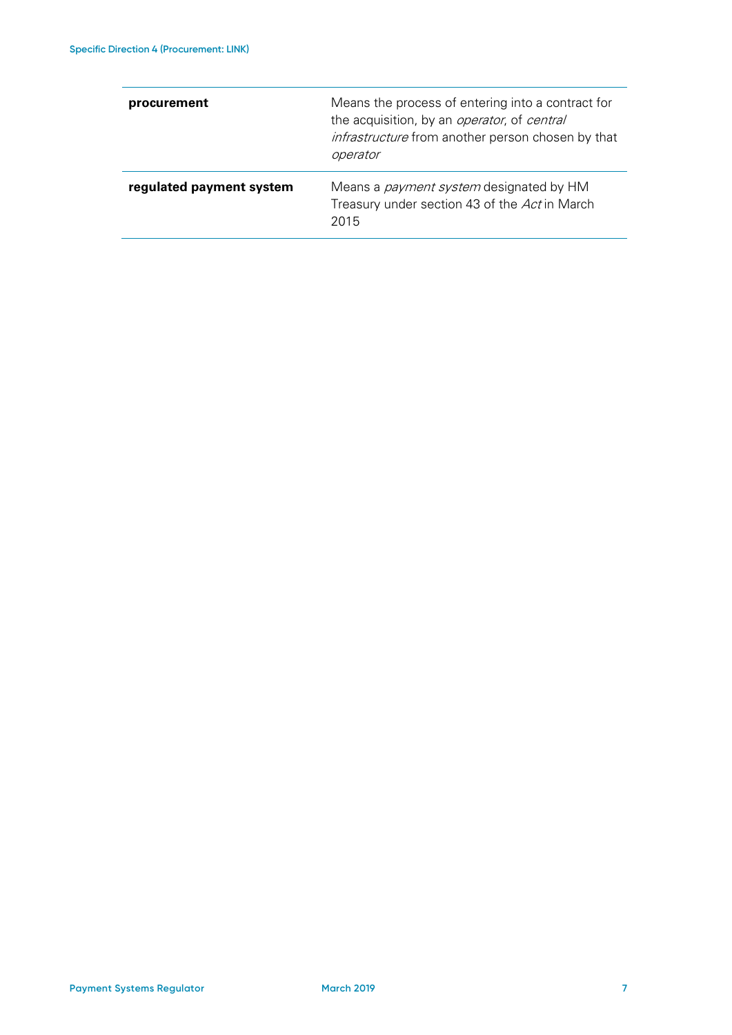| | |
|---|---|
| **procurement** | Means the process of entering into a contract for the acquisition, by an *operator*, of *central infrastructure* from another person chosen by that *operator* |
| **regulated payment system** | Means a *payment system* designated by HM Treasury under section 43 of the *Act* in March 2015 |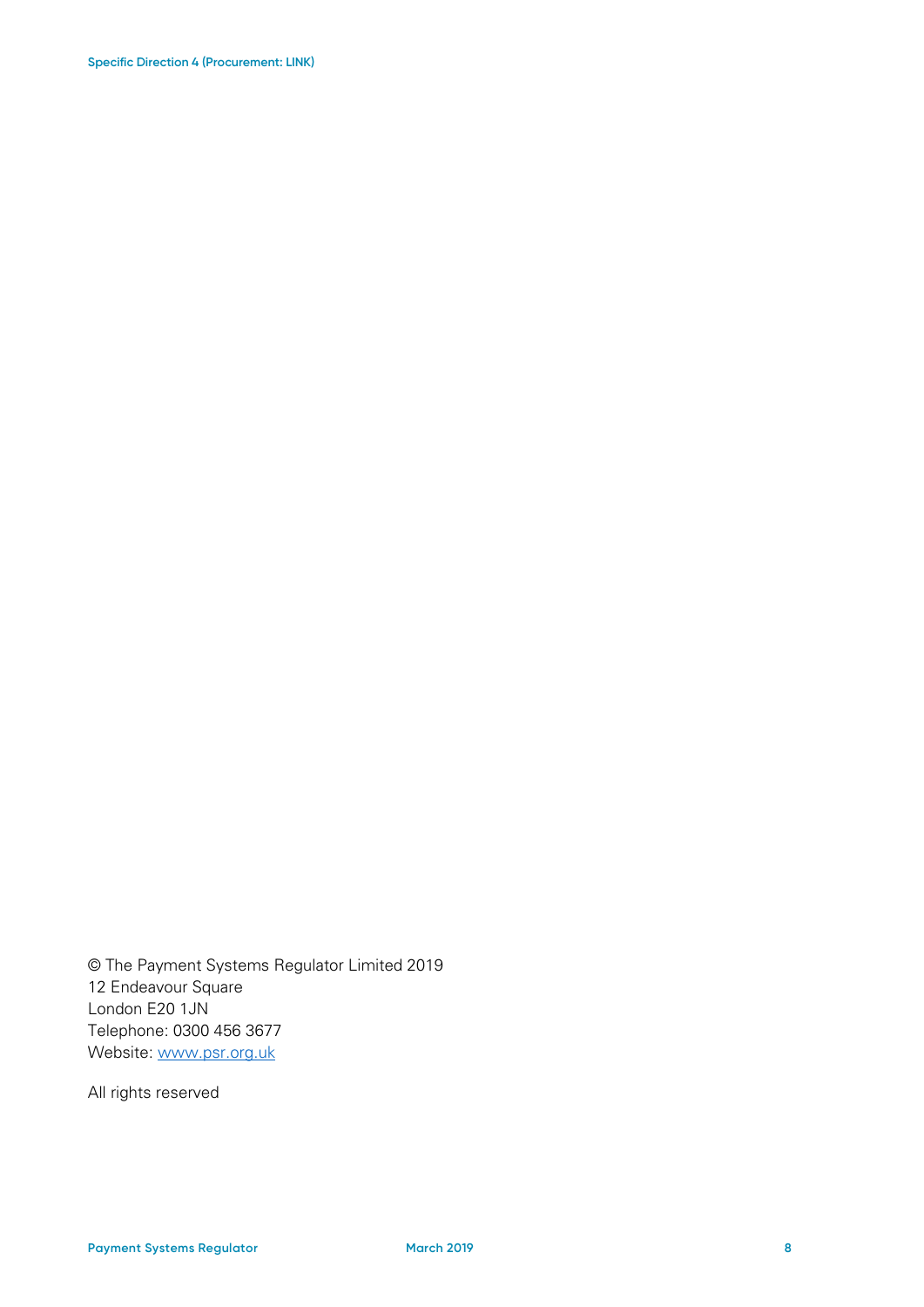© The Payment Systems Regulator Limited 2019
12 Endeavour Square
London E20 1JN
Telephone: 0300 456 3677
Website: [www.psr.org.uk](http://www.psr.org.uk)

All rights reserved